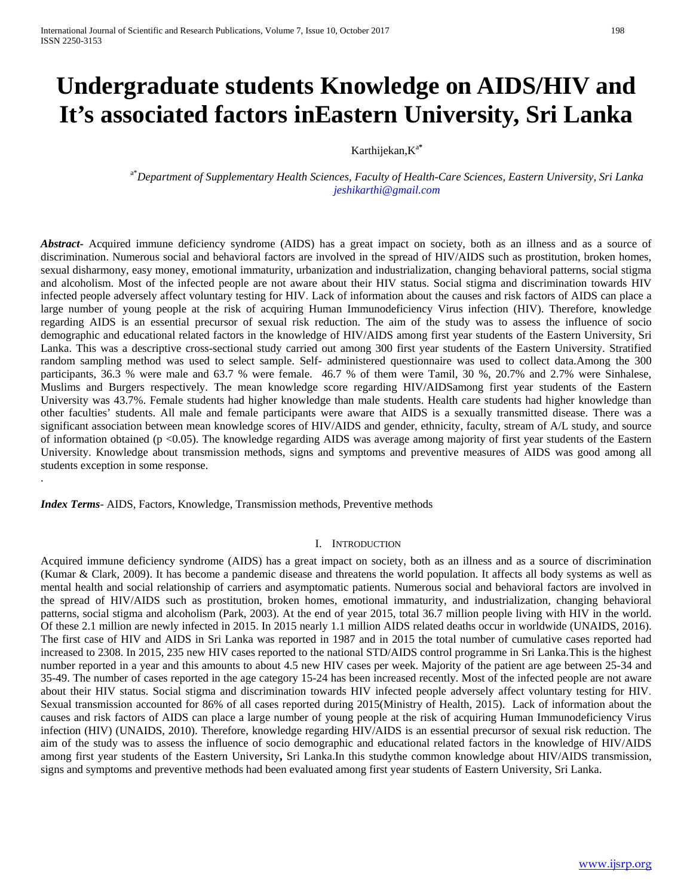# Undergraduate students Knowledge on AIDS/HIV and It's associated factors inEastern University, Sri Lanka

Karthijekan,K[a*]

[a*] *Department of Supplementary Health Sciences, Faculty of Health-Care Sciences, Eastern University, Sri Lanka*
*jeshikarthi@gmail.com*

***Abstract-*** Acquired immune deficiency syndrome (AIDS) has a great impact on society, both as an illness and as a source of discrimination. Numerous social and behavioral factors are involved in the spread of HIV/AIDS such as prostitution, broken homes, sexual disharmony, easy money, emotional immaturity, urbanization and industrialization, changing behavioral patterns, social stigma and alcoholism. Most of the infected people are not aware about their HIV status. Social stigma and discrimination towards HIV infected people adversely affect voluntary testing for HIV. Lack of information about the causes and risk factors of AIDS can place a large number of young people at the risk of acquiring Human Immunodeficiency Virus infection (HIV). Therefore, knowledge regarding AIDS is an essential precursor of sexual risk reduction. The aim of the study was to assess the influence of socio demographic and educational related factors in the knowledge of HIV/AIDS among first year students of the Eastern University, Sri Lanka. This was a descriptive cross-sectional study carried out among 300 first year students of the Eastern University. Stratified random sampling method was used to select sample. Self- administered questionnaire was used to collect data.Among the 300 participants, 36.3 % were male and 63.7 % were female. 46.7 % of them were Tamil, 30 %, 20.7% and 2.7% were Sinhalese, Muslims and Burgers respectively. The mean knowledge score regarding HIV/AIDSamong first year students of the Eastern University was 43.7%. Female students had higher knowledge than male students. Health care students had higher knowledge than other faculties' students. All male and female participants were aware that AIDS is a sexually transmitted disease. There was a significant association between mean knowledge scores of HIV/AIDS and gender, ethnicity, faculty, stream of A/L study, and source of information obtained ($p < 0.05$). The knowledge regarding AIDS was average among majority of first year students of the Eastern University. Knowledge about transmission methods, signs and symptoms and preventive measures of AIDS was good among all students exception in some response.

.

***Index Terms***- AIDS, Factors, Knowledge, Transmission methods, Preventive methods

## I. Introduction

Acquired immune deficiency syndrome (AIDS) has a great impact on society, both as an illness and as a source of discrimination (Kumar & Clark, 2009). It has become a pandemic disease and threatens the world population. It affects all body systems as well as mental health and social relationship of carriers and asymptomatic patients. Numerous social and behavioral factors are involved in the spread of HIV/AIDS such as prostitution, broken homes, emotional immaturity, and industrialization, changing behavioral patterns, social stigma and alcoholism (Park, 2003). At the end of year 2015, total 36.7 million people living with HIV in the world. Of these 2.1 million are newly infected in 2015. In 2015 nearly 1.1 million AIDS related deaths occur in worldwide (UNAIDS, 2016). The first case of HIV and AIDS in Sri Lanka was reported in 1987 and in 2015 the total number of cumulative cases reported had increased to 2308. In 2015, 235 new HIV cases reported to the national STD/AIDS control programme in Sri Lanka.This is the highest number reported in a year and this amounts to about 4.5 new HIV cases per week. Majority of the patient are age between 25-34 and 35-49. The number of cases reported in the age category 15-24 has been increased recently. Most of the infected people are not aware about their HIV status. Social stigma and discrimination towards HIV infected people adversely affect voluntary testing for HIV. Sexual transmission accounted for 86% of all cases reported during 2015(Ministry of Health, 2015). Lack of information about the causes and risk factors of AIDS can place a large number of young people at the risk of acquiring Human Immunodeficiency Virus infection (HIV) (UNAIDS, 2010). Therefore, knowledge regarding HIV/AIDS is an essential precursor of sexual risk reduction. The aim of the study was to assess the influence of socio demographic and educational related factors in the knowledge of HIV/AIDS among first year students of the Eastern University**,** Sri Lanka.In this studythe common knowledge about HIV/AIDS transmission, signs and symptoms and preventive methods had been evaluated among first year students of Eastern University, Sri Lanka.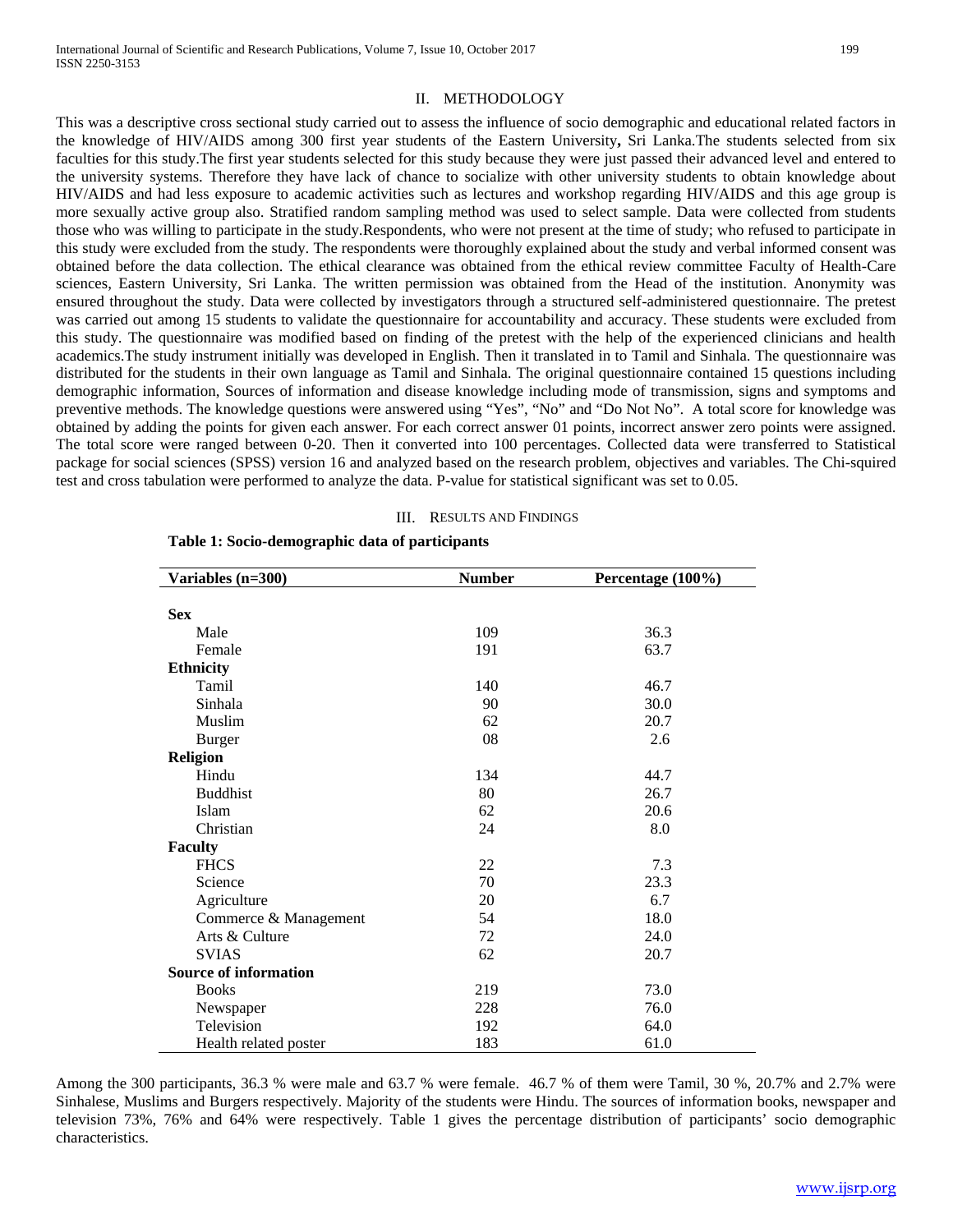## II. METHODOLOGY

This was a descriptive cross sectional study carried out to assess the influence of socio demographic and educational related factors in the knowledge of HIV/AIDS among 300 first year students of the Eastern University**,** Sri Lanka.The students selected from six faculties for this study.The first year students selected for this study because they were just passed their advanced level and entered to the university systems. Therefore they have lack of chance to socialize with other university students to obtain knowledge about HIV/AIDS and had less exposure to academic activities such as lectures and workshop regarding HIV/AIDS and this age group is more sexually active group also. Stratified random sampling method was used to select sample. Data were collected from students those who was willing to participate in the study.Respondents, who were not present at the time of study; who refused to participate in this study were excluded from the study. The respondents were thoroughly explained about the study and verbal informed consent was obtained before the data collection. The ethical clearance was obtained from the ethical review committee Faculty of Health-Care sciences, Eastern University, Sri Lanka. The written permission was obtained from the Head of the institution. Anonymity was ensured throughout the study. Data were collected by investigators through a structured self-administered questionnaire. The pretest was carried out among 15 students to validate the questionnaire for accountability and accuracy. These students were excluded from this study. The questionnaire was modified based on finding of the pretest with the help of the experienced clinicians and health academics.The study instrument initially was developed in English. Then it translated in to Tamil and Sinhala. The questionnaire was distributed for the students in their own language as Tamil and Sinhala. The original questionnaire contained 15 questions including demographic information, Sources of information and disease knowledge including mode of transmission, signs and symptoms and preventive methods. The knowledge questions were answered using "Yes", "No" and "Do Not No". A total score for knowledge was obtained by adding the points for given each answer. For each correct answer 01 points, incorrect answer zero points were assigned. The total score were ranged between 0-20. Then it converted into 100 percentages. Collected data were transferred to Statistical package for social sciences (SPSS) version 16 and analyzed based on the research problem, objectives and variables. The Chi-squired test and cross tabulation were performed to analyze the data. P-value for statistical significant was set to 0.05.

## III. RESULTS AND FINDINGS

**Table 1: Socio-demographic data of participants**

| Variables (n=300) | Number | Percentage (100%) |
|---|---|---|
| **Sex** | | |
| Male | 109 | 36.3 |
| Female | 191 | 63.7 |
| **Ethnicity** | | |
| Tamil | 140 | 46.7 |
| Sinhala | 90 | 30.0 |
| Muslim | 62 | 20.7 |
| Burger | 08 | 2.6 |
| **Religion** | | |
| Hindu | 134 | 44.7 |
| Buddhist | 80 | 26.7 |
| Islam | 62 | 20.6 |
| Christian | 24 | 8.0 |
| **Faculty** | | |
| FHCS | 22 | 7.3 |
| Science | 70 | 23.3 |
| Agriculture | 20 | 6.7 |
| Commerce & Management | 54 | 18.0 |
| Arts & Culture | 72 | 24.0 |
| SVIAS | 62 | 20.7 |
| **Source of information** | | |
| Books | 219 | 73.0 |
| Newspaper | 228 | 76.0 |
| Television | 192 | 64.0 |
| Health related poster | 183 | 61.0 |

Among the 300 participants, 36.3 % were male and 63.7 % were female. 46.7 % of them were Tamil, 30 %, 20.7% and 2.7% were Sinhalese, Muslims and Burgers respectively. Majority of the students were Hindu. The sources of information books, newspaper and television 73%, 76% and 64% were respectively. Table 1 gives the percentage distribution of participants' socio demographic characteristics.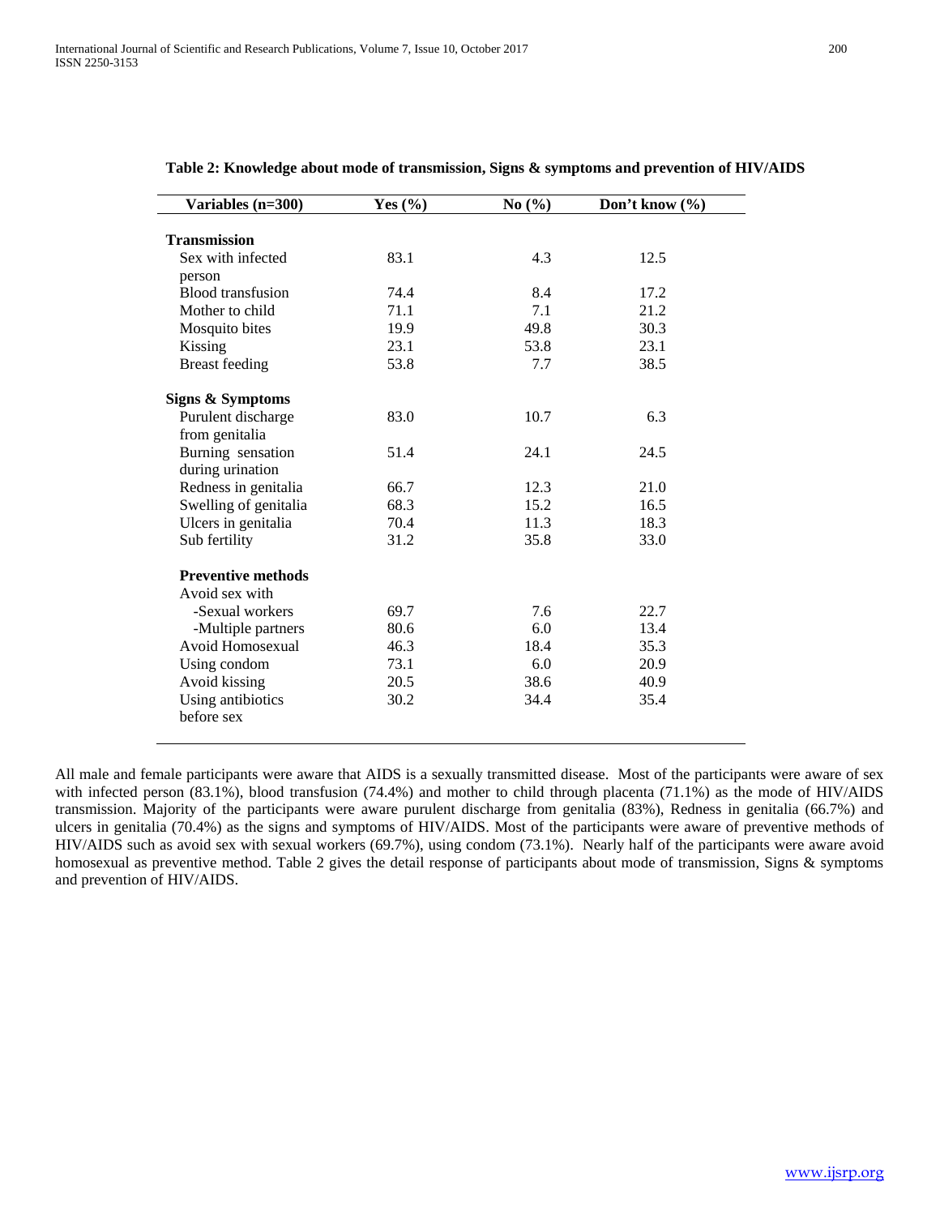**Table 2: Knowledge about mode of transmission, Signs & symptoms and prevention of HIV/AIDS**

| Variables (n=300) | Yes (%) | No (%) | Don't know (%) |
|---|---|---|---|
| **Transmission** | | | |
| Sex with infected person | 83.1 | 4.3 | 12.5 |
| Blood transfusion | 74.4 | 8.4 | 17.2 |
| Mother to child | 71.1 | 7.1 | 21.2 |
| Mosquito bites | 19.9 | 49.8 | 30.3 |
| Kissing | 23.1 | 53.8 | 23.1 |
| Breast feeding | 53.8 | 7.7 | 38.5 |
| **Signs & Symptoms** | | | |
| Purulent discharge from genitalia | 83.0 | 10.7 | 6.3 |
| Burning sensation during urination | 51.4 | 24.1 | 24.5 |
| Redness in genitalia | 66.7 | 12.3 | 21.0 |
| Swelling of genitalia | 68.3 | 15.2 | 16.5 |
| Ulcers in genitalia | 70.4 | 11.3 | 18.3 |
| Sub fertility | 31.2 | 35.8 | 33.0 |
| **Preventive methods** | | | |
| Avoid sex with | | | |
| -Sexual workers | 69.7 | 7.6 | 22.7 |
| -Multiple partners | 80.6 | 6.0 | 13.4 |
| Avoid Homosexual | 46.3 | 18.4 | 35.3 |
| Using condom | 73.1 | 6.0 | 20.9 |
| Avoid kissing | 20.5 | 38.6 | 40.9 |
| Using antibiotics before sex | 30.2 | 34.4 | 35.4 |

All male and female participants were aware that AIDS is a sexually transmitted disease. Most of the participants were aware of sex with infected person (83.1%), blood transfusion (74.4%) and mother to child through placenta (71.1%) as the mode of HIV/AIDS transmission. Majority of the participants were aware purulent discharge from genitalia (83%), Redness in genitalia (66.7%) and ulcers in genitalia (70.4%) as the signs and symptoms of HIV/AIDS. Most of the participants were aware of preventive methods of HIV/AIDS such as avoid sex with sexual workers (69.7%), using condom (73.1%). Nearly half of the participants were aware avoid homosexual as preventive method. Table 2 gives the detail response of participants about mode of transmission, Signs & symptoms and prevention of HIV/AIDS.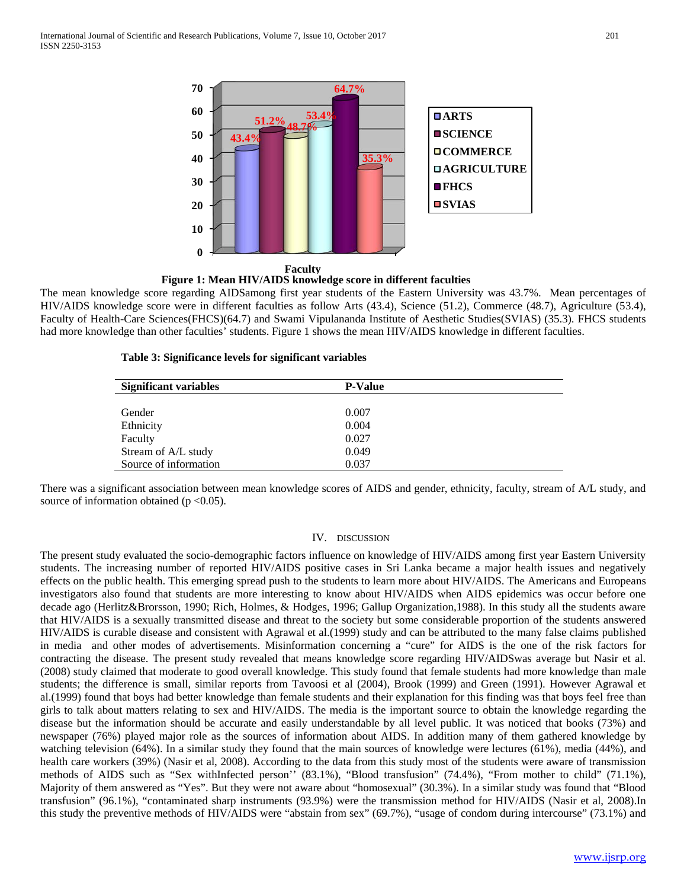**Figure 1: Mean HIV/AIDS knowledge score in different faculties**

The mean knowledge score regarding AIDSamong first year students of the Eastern University was 43.7%. Mean percentages of HIV/AIDS knowledge score were in different faculties as follow Arts (43.4), Science (51.2), Commerce (48.7), Agriculture (53.4), Faculty of Health-Care Sciences(FHCS)(64.7) and Swami Vipulananda Institute of Aesthetic Studies(SVIAS) (35.3). FHCS students had more knowledge than other faculties' students. Figure 1 shows the mean HIV/AIDS knowledge in different faculties.

**Table 3: Significance levels for significant variables**

| Significant variables | P-Value |
|---|---|
| Gender | 0.007 |
| Ethnicity | 0.004 |
| Faculty | 0.027 |
| Stream of A/L study | 0.049 |
| Source of information | 0.037 |

There was a significant association between mean knowledge scores of AIDS and gender, ethnicity, faculty, stream of A/L study, and source of information obtained ($p < 0.05$).

## IV. DISCUSSION

The present study evaluated the socio-demographic factors influence on knowledge of HIV/AIDS among first year Eastern University students. The increasing number of reported HIV/AIDS positive cases in Sri Lanka became a major health issues and negatively effects on the public health. This emerging spread push to the students to learn more about HIV/AIDS. The Americans and Europeans investigators also found that students are more interesting to know about HIV/AIDS when AIDS epidemics was occur before one decade ago (Herlitz&Brorsson, 1990; Rich, Holmes, & Hodges, 1996; Gallup Organization,1988). In this study all the students aware that HIV/AIDS is a sexually transmitted disease and threat to the society but some considerable proportion of the students answered HIV/AIDS is curable disease and consistent with Agrawal et al.(1999) study and can be attributed to the many false claims published in media and other modes of advertisements. Misinformation concerning a "cure" for AIDS is the one of the risk factors for contracting the disease. The present study revealed that means knowledge score regarding HIV/AIDSwas average but Nasir et al. (2008) study claimed that moderate to good overall knowledge. This study found that female students had more knowledge than male students; the difference is small, similar reports from Tavoosi et al (2004), Brook (1999) and Green (1991). However Agrawal et al.(1999) found that boys had better knowledge than female students and their explanation for this finding was that boys feel free than girls to talk about matters relating to sex and HIV/AIDS. The media is the important source to obtain the knowledge regarding the disease but the information should be accurate and easily understandable by all level public. It was noticed that books (73%) and newspaper (76%) played major role as the sources of information about AIDS. In addition many of them gathered knowledge by watching television (64%). In a similar study they found that the main sources of knowledge were lectures (61%), media (44%), and health care workers (39%) (Nasir et al, 2008). According to the data from this study most of the students were aware of transmission methods of AIDS such as "Sex withInfected person'' (83.1%), "Blood transfusion" (74.4%), "From mother to child" (71.1%), Majority of them answered as "Yes". But they were not aware about "homosexual" (30.3%). In a similar study was found that "Blood transfusion" (96.1%), "contaminated sharp instruments (93.9%) were the transmission method for HIV/AIDS (Nasir et al, 2008).In this study the preventive methods of HIV/AIDS were "abstain from sex" (69.7%), "usage of condom during intercourse" (73.1%) and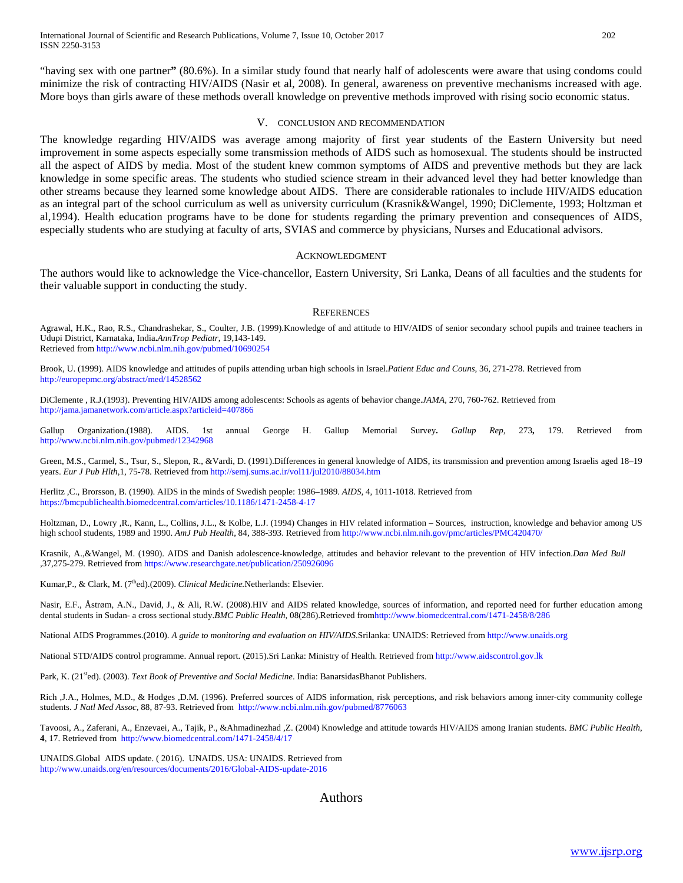"having sex with one partner**"** (80.6%). In a similar study found that nearly half of adolescents were aware that using condoms could minimize the risk of contracting HIV/AIDS (Nasir et al, 2008). In general, awareness on preventive mechanisms increased with age. More boys than girls aware of these methods overall knowledge on preventive methods improved with rising socio economic status.

## V. CONCLUSION AND RECOMMENDATION

The knowledge regarding HIV/AIDS was average among majority of first year students of the Eastern University but need improvement in some aspects especially some transmission methods of AIDS such as homosexual. The students should be instructed all the aspect of AIDS by media. Most of the student knew common symptoms of AIDS and preventive methods but they are lack knowledge in some specific areas. The students who studied science stream in their advanced level they had better knowledge than other streams because they learned some knowledge about AIDS. There are considerable rationales to include HIV/AIDS education as an integral part of the school curriculum as well as university curriculum (Krasnik&Wangel, 1990; DiClemente, 1993; Holtzman et al,1994). Health education programs have to be done for students regarding the primary prevention and consequences of AIDS, especially students who are studying at faculty of arts, SVIAS and commerce by physicians, Nurses and Educational advisors.

## ACKNOWLEDGMENT

The authors would like to acknowledge the Vice-chancellor, Eastern University, Sri Lanka, Deans of all faculties and the students for their valuable support in conducting the study.

## REFERENCES

Agrawal, H.K., Rao, R.S., Chandrashekar, S., Coulter, J.B. (1999).Knowledge of and attitude to HIV/AIDS of senior secondary school pupils and trainee teachers in Udupi District, Karnataka, India**.***AnnTrop Pediatr,* 19,143-149.
Retrieved from http://www.ncbi.nlm.nih.gov/pubmed/10690254

Brook, U. (1999). AIDS knowledge and attitudes of pupils attending urban high schools in Israel.*Patient Educ and Couns*, 36, 271-278. Retrieved from http://europepmc.org/abstract/med/14528562

DiClemente , R.J.(1993). Preventing HIV/AIDS among adolescents: Schools as agents of behavior change.*JAMA*, 270, 760-762. Retrieved from http://jama.jamanetwork.com/article.aspx?articleid=407866

Gallup Organization.(1988). AIDS. 1st annual George H. Gallup Memorial Survey**.** *Gallup Rep,* 273**,** 179. Retrieved from http://www.ncbi.nlm.nih.gov/pubmed/12342968

Green, M.S., Carmel, S., Tsur, S., Slepon, R., &Vardi, D. (1991).Differences in general knowledge of AIDS, its transmission and prevention among Israelis aged 18–19 years. *Eur J Pub Hlth*,1, 75-78. Retrieved from http://semj.sums.ac.ir/vol11/jul2010/88034.htm

Herlitz ,C., Brorsson, B. (1990). AIDS in the minds of Swedish people: 1986–1989. *AIDS*, 4, 1011-1018. Retrieved from https://bmcpublichealth.biomedcentral.com/articles/10.1186/1471-2458-4-17

Holtzman, D., Lowry ,R., Kann, L., Collins, J.L., & Kolbe, L.J. (1994) Changes in HIV related information – Sources, instruction, knowledge and behavior among US high school students, 1989 and 1990. *AmJ Pub Health*, 84, 388-393. Retrieved from http://www.ncbi.nlm.nih.gov/pmc/articles/PMC420470/

Krasnik, A.,&Wangel, M. (1990). AIDS and Danish adolescence-knowledge, attitudes and behavior relevant to the prevention of HIV infection.*Dan Med Bull* ,37,275-279. Retrieved from https://www.researchgate.net/publication/250926096

Kumar,P., & Clark, M. (7th ed).(2009). *Clinical Medicine.*Netherlands: Elsevier.

Nasir, E.F., Åstrøm, A.N., David, J., & Ali, R.W. (2008).HIV and AIDS related knowledge, sources of information, and reported need for further education among dental students in Sudan- a cross sectional study.*BMC Public Health,* 08(286).Retrieved fromhttp://www.biomedcentral.com/1471-2458/8/286

National AIDS Programmes.(2010). *A guide to monitoring and evaluation on HIV/AIDS*.Srilanka: UNAIDS: Retrieved from http://www.unaids.org

National STD/AIDS control programme. Annual report. (2015).Sri Lanka: Ministry of Health. Retrieved from http://www.aidscontrol.gov.lk

Park, K. (21st ed). (2003). *Text Book of Preventive and Social Medicine*. India: BanarsidasBhanot Publishers.

Rich ,J.A., Holmes, M.D., & Hodges ,D.M. (1996). Preferred sources of AIDS information, risk perceptions, and risk behaviors among inner-city community college students. *J Natl Med Assoc*, 88, 87-93. Retrieved from http://www.ncbi.nlm.nih.gov/pubmed/8776063

Tavoosi, A., Zaferani, A., Enzevaei, A., Tajik, P., &Ahmadinezhad ,Z. (2004) Knowledge and attitude towards HIV/AIDS among Iranian students. *BMC Public Health*, **4**, 17. Retrieved from http://www.biomedcentral.com/1471-2458/4/17

UNAIDS.Global AIDS update. ( 2016). UNAIDS. USA: UNAIDS. Retrieved from http://www.unaids.org/en/resources/documents/2016/Global-AIDS-update-2016

## Authors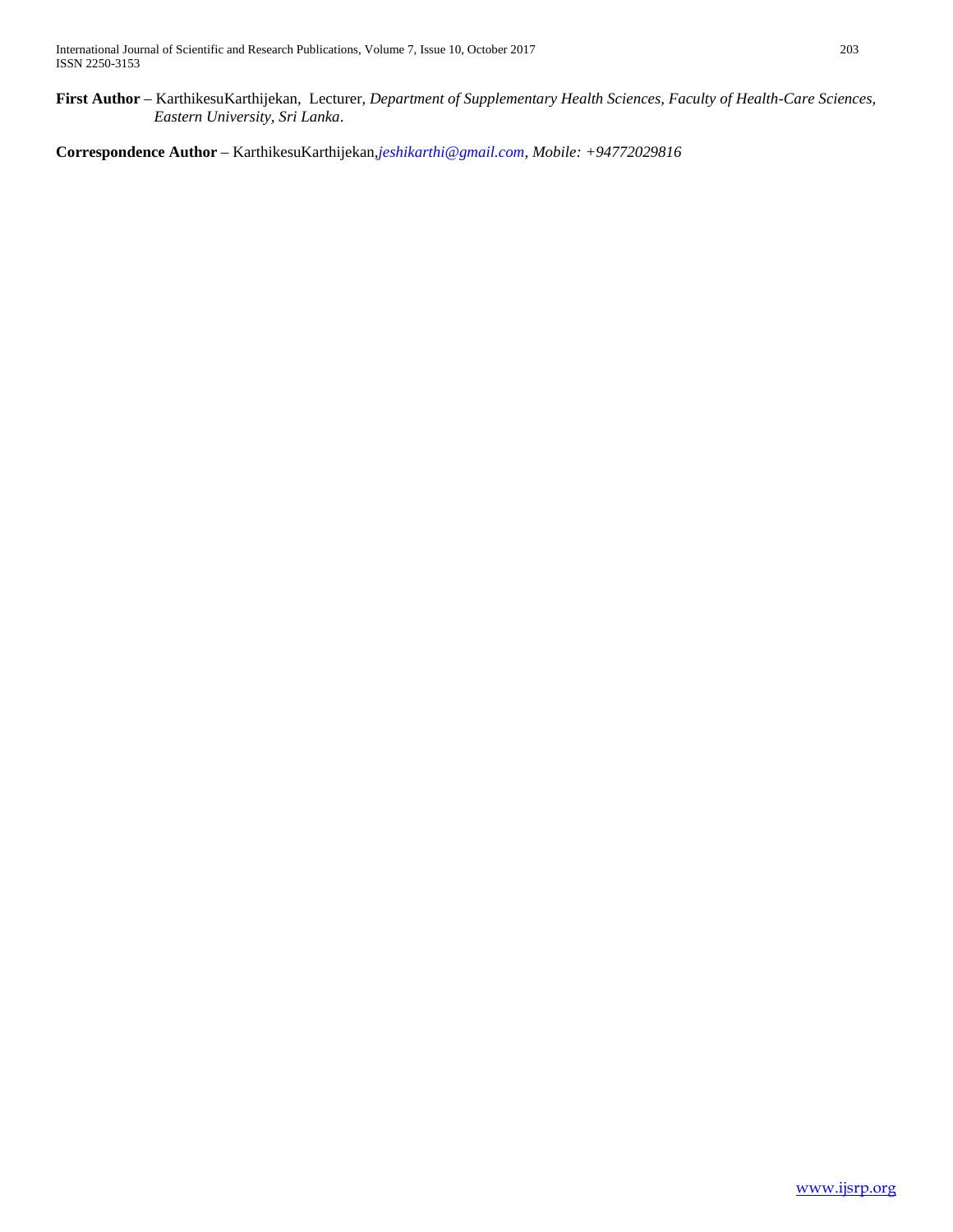**First Author** – KarthikesuKarthijekan, Lecturer, *Department of Supplementary Health Sciences, Faculty of Health-Care Sciences, Eastern University, Sri Lanka*.

**Correspondence Author** – KarthikesuKarthijekan,*jeshikarthi@gmail.com, Mobile: +94772029816*